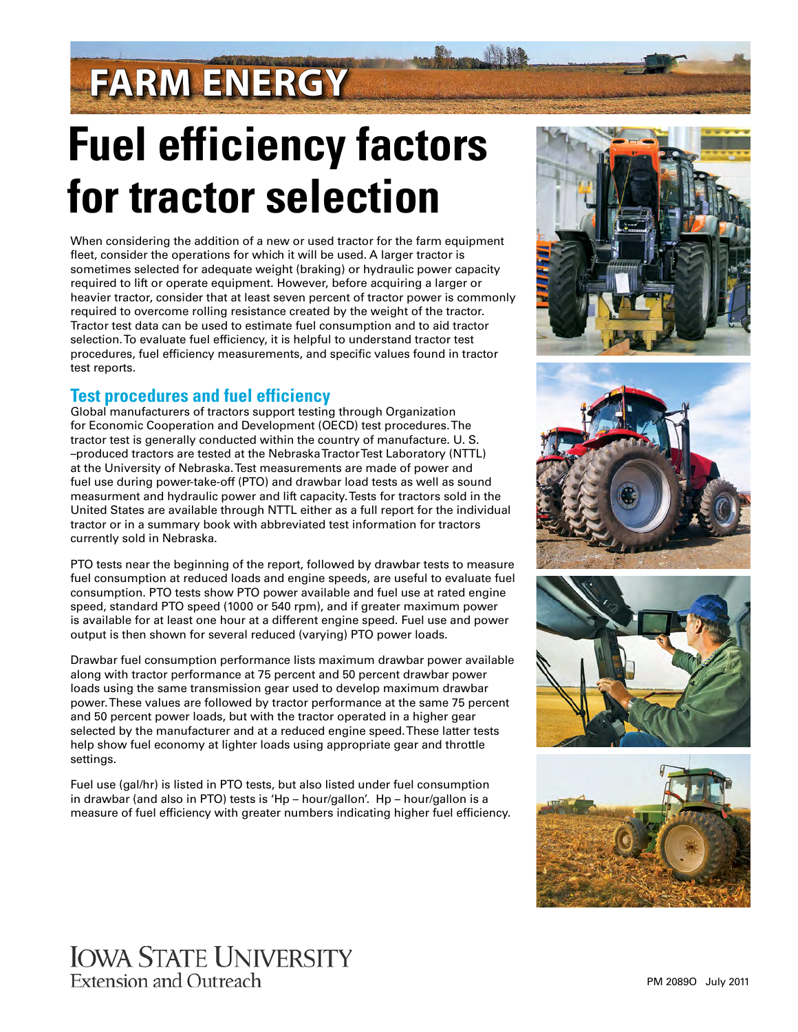# FARM ENERGY

# Fuel efficiency factors for tractor selection

When considering the addition of a new or used tractor for the farm equipment fleet, consider the operations for which it will be used. A larger tractor is sometimes selected for adequate weight (braking) or hydraulic power capacity required to lift or operate equipment. However, before acquiring a larger or heavier tractor, consider that at least seven percent of tractor power is commonly required to overcome rolling resistance created by the weight of the tractor. Tractor test data can be used to estimate fuel consumption and to aid tractor selection. To evaluate fuel efficiency, it is helpful to understand tractor test procedures, fuel efficiency measurements, and specific values found in tractor test reports.

## Test procedures and fuel efficiency

Global manufacturers of tractors support testing through Organization for Economic Cooperation and Development (OECD) test procedures. The tractor test is generally conducted within the country of manufacture. U. S. –produced tractors are tested at the Nebraska Tractor Test Laboratory (NTTL) at the University of Nebraska. Test measurements are made of power and fuel use during power-take-off (PTO) and drawbar load tests as well as sound measurment and hydraulic power and lift capacity. Tests for tractors sold in the United States are available through NTTL either as a full report for the individual tractor or in a summary book with abbreviated test information for tractors currently sold in Nebraska.

PTO tests near the beginning of the report, followed by drawbar tests to measure fuel consumption at reduced loads and engine speeds, are useful to evaluate fuel consumption. PTO tests show PTO power available and fuel use at rated engine speed, standard PTO speed (1000 or 540 rpm), and if greater maximum power is available for at least one hour at a different engine speed. Fuel use and power output is then shown for several reduced (varying) PTO power loads.

Drawbar fuel consumption performance lists maximum drawbar power available along with tractor performance at 75 percent and 50 percent drawbar power loads using the same transmission gear used to develop maximum drawbar power. These values are followed by tractor performance at the same 75 percent and 50 percent power loads, but with the tractor operated in a higher gear selected by the manufacturer and at a reduced engine speed. These latter tests help show fuel economy at lighter loads using appropriate gear and throttle settings.

Fuel use (gal/hr) is listed in PTO tests, but also listed under fuel consumption in drawbar (and also in PTO) tests is 'Hp – hour/gallon'. Hp – hour/gallon is a measure of fuel efficiency with greater numbers indicating higher fuel efficiency.

Iowa State University Extension and Outreach

PM 2089O July 2011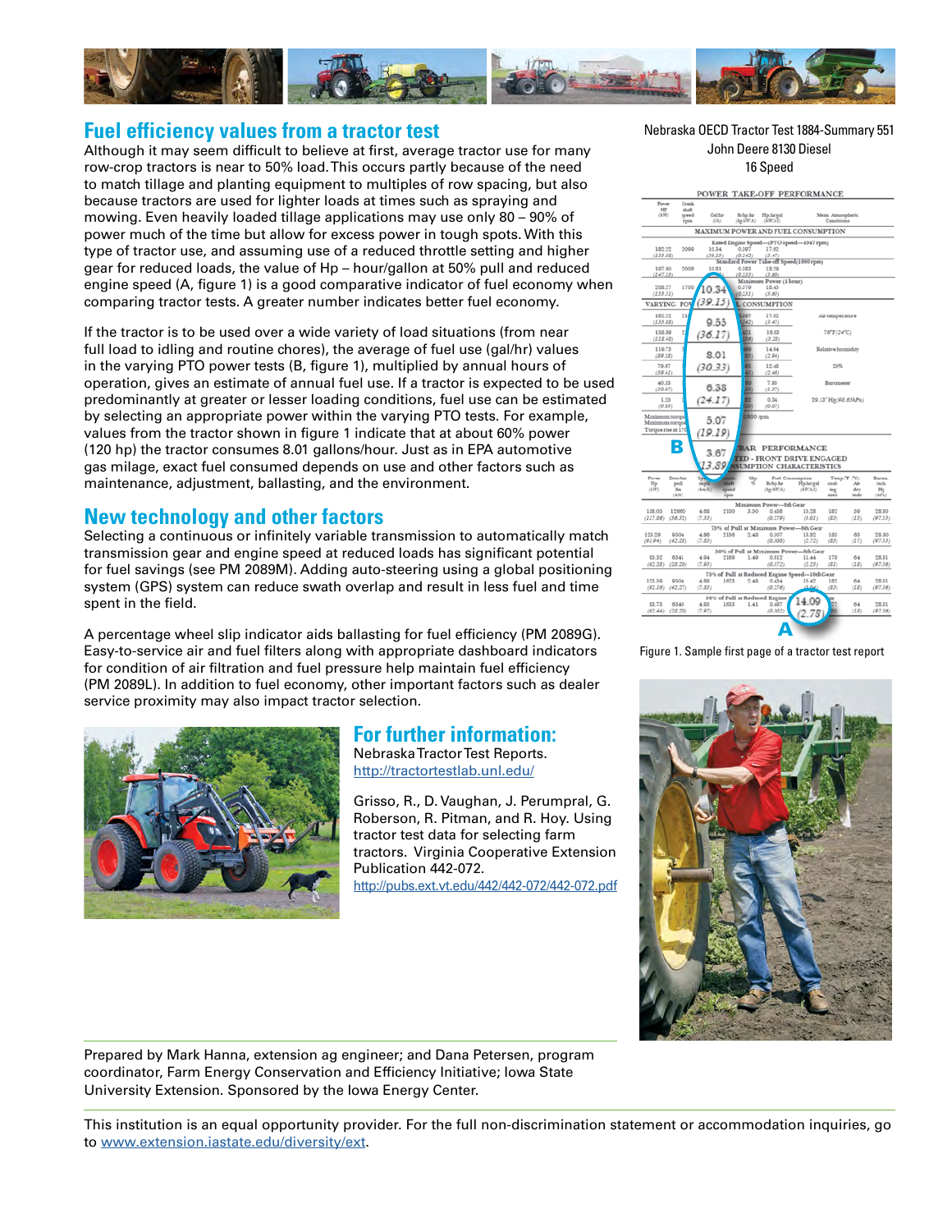## Fuel efficiency values from a tractor test

Although it may seem difficult to believe at first, average tractor use for many row-crop tractors is near to 50% load. This occurs partly because of the need to match tillage and planting equipment to multiples of row spacing, but also because tractors are used for lighter loads at times such as spraying and mowing. Even heavily loaded tillage applications may use only 80 – 90% of power much of the time but allow for excess power in tough spots. With this type of tractor use, and assuming use of a reduced throttle setting and higher gear for reduced loads, the value of Hp – hour/gallon at 50% pull and reduced engine speed (A, figure 1) is a good comparative indicator of fuel economy when comparing tractor tests. A greater number indicates better fuel economy.

If the tractor is to be used over a wide variety of load situations (from near full load to idling and routine chores), the average of fuel use (gal/hr) values in the varying PTO power tests (B, figure 1), multiplied by annual hours of operation, gives an estimate of annual fuel use. If a tractor is expected to be used predominantly at greater or lesser loading conditions, fuel use can be estimated by selecting an appropriate power within the varying PTO tests. For example, values from the tractor shown in figure 1 indicate that at about 60% power (120 hp) the tractor consumes 8.01 gallons/hour. Just as in EPA automotive gas milage, exact fuel consumed depends on use and other factors such as maintenance, adjustment, ballasting, and the environment.

Nebraska OECD Tractor Test 1884-Summary 551
John Deere 8130 Diesel
16 Speed

Figure 1. Sample first page of a tractor test report

## New technology and other factors

Selecting a continuous or infinitely variable transmission to automatically match transmission gear and engine speed at reduced loads has significant potential for fuel savings (see PM 2089M). Adding auto-steering using a global positioning system (GPS) system can reduce swath overlap and result in less fuel and time spent in the field.

A percentage wheel slip indicator aids ballasting for fuel efficiency (PM 2089G). Easy-to-service air and fuel filters along with appropriate dashboard indicators for condition of air filtration and fuel pressure help maintain fuel efficiency (PM 2089L). In addition to fuel economy, other important factors such as dealer service proximity may also impact tractor selection.

## For further information:

Nebraska Tractor Test Reports.
http://tractortestlab.unl.edu/

Grisso, R., D. Vaughan, J. Perumpral, G. Roberson, R. Pitman, and R. Hoy. Using tractor test data for selecting farm tractors. Virginia Cooperative Extension Publication 442-072.
http://pubs.ext.vt.edu/442/442-072/442-072.pdf

Prepared by Mark Hanna, extension ag engineer; and Dana Petersen, program coordinator, Farm Energy Conservation and Efficiency Initiative; Iowa State University Extension. Sponsored by the Iowa Energy Center.

This institution is an equal opportunity provider. For the full non-discrimination statement or accommodation inquiries, go to www.extension.iastate.edu/diversity/ext.